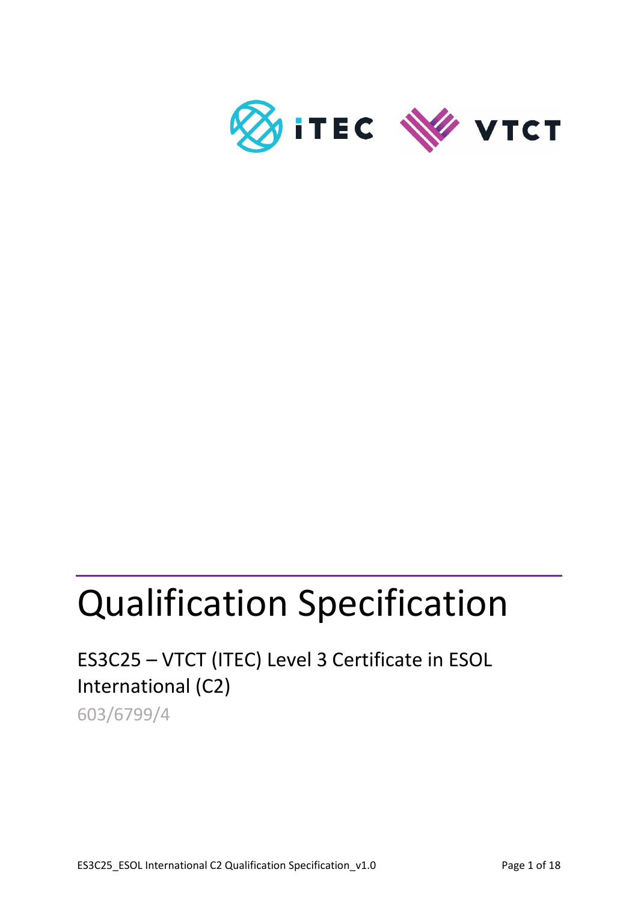# Qualification Specification

## ES3C25 – VTCT (ITEC) Level 3 Certificate in ESOL International (C2)

603/6799/4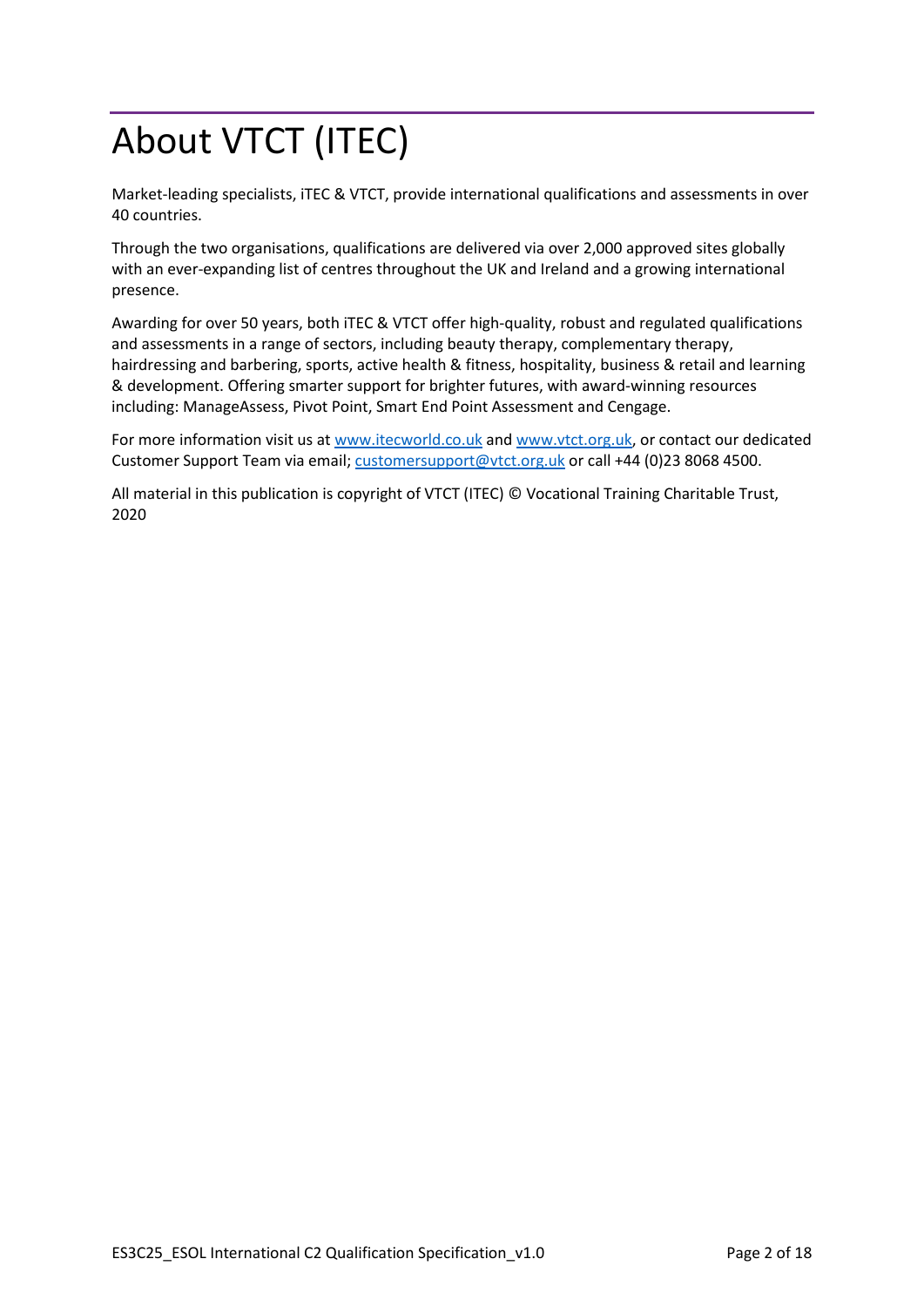# About VTCT (ITEC)

Market-leading specialists, iTEC & VTCT, provide international qualifications and assessments in over 40 countries.

Through the two organisations, qualifications are delivered via over 2,000 approved sites globally with an ever-expanding list of centres throughout the UK and Ireland and a growing international presence.

Awarding for over 50 years, both iTEC & VTCT offer high-quality, robust and regulated qualifications and assessments in a range of sectors, including beauty therapy, complementary therapy, hairdressing and barbering, sports, active health & fitness, hospitality, business & retail and learning & development. Offering smarter support for brighter futures, with award-winning resources including: ManageAssess, Pivot Point, Smart End Point Assessment and Cengage.

For more information visit us at [www.itecworld.co.uk](http://www.itecworld.co.uk) and [www.vtct.org.uk](http://www.vtct.org.uk), or contact our dedicated Customer Support Team via email; [customersupport@vtct.org.uk](mailto:customersupport@vtct.org.uk) or call +44 (0)23 8068 4500.

All material in this publication is copyright of VTCT (ITEC) © Vocational Training Charitable Trust, 2020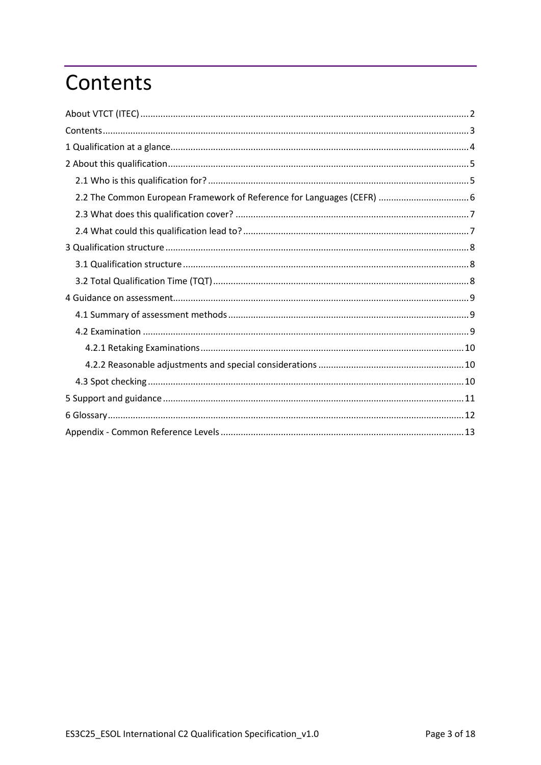# Contents

- About VTCT (ITEC) ..... 2
- Contents ..... 3
- 1 Qualification at a glance ..... 4
- 2 About this qualification ..... 5
  - 2.1 Who is this qualification for? ..... 5
  - 2.2 The Common European Framework of Reference for Languages (CEFR) ..... 6
  - 2.3 What does this qualification cover? ..... 7
  - 2.4 What could this qualification lead to? ..... 7
- 3 Qualification structure ..... 8
  - 3.1 Qualification structure ..... 8
  - 3.2 Total Qualification Time (TQT) ..... 8
- 4 Guidance on assessment ..... 9
  - 4.1 Summary of assessment methods ..... 9
  - 4.2 Examination ..... 9
    - 4.2.1 Retaking Examinations ..... 10
    - 4.2.2 Reasonable adjustments and special considerations ..... 10
  - 4.3 Spot checking ..... 10
- 5 Support and guidance ..... 11
- 6 Glossary ..... 12
- Appendix - Common Reference Levels ..... 13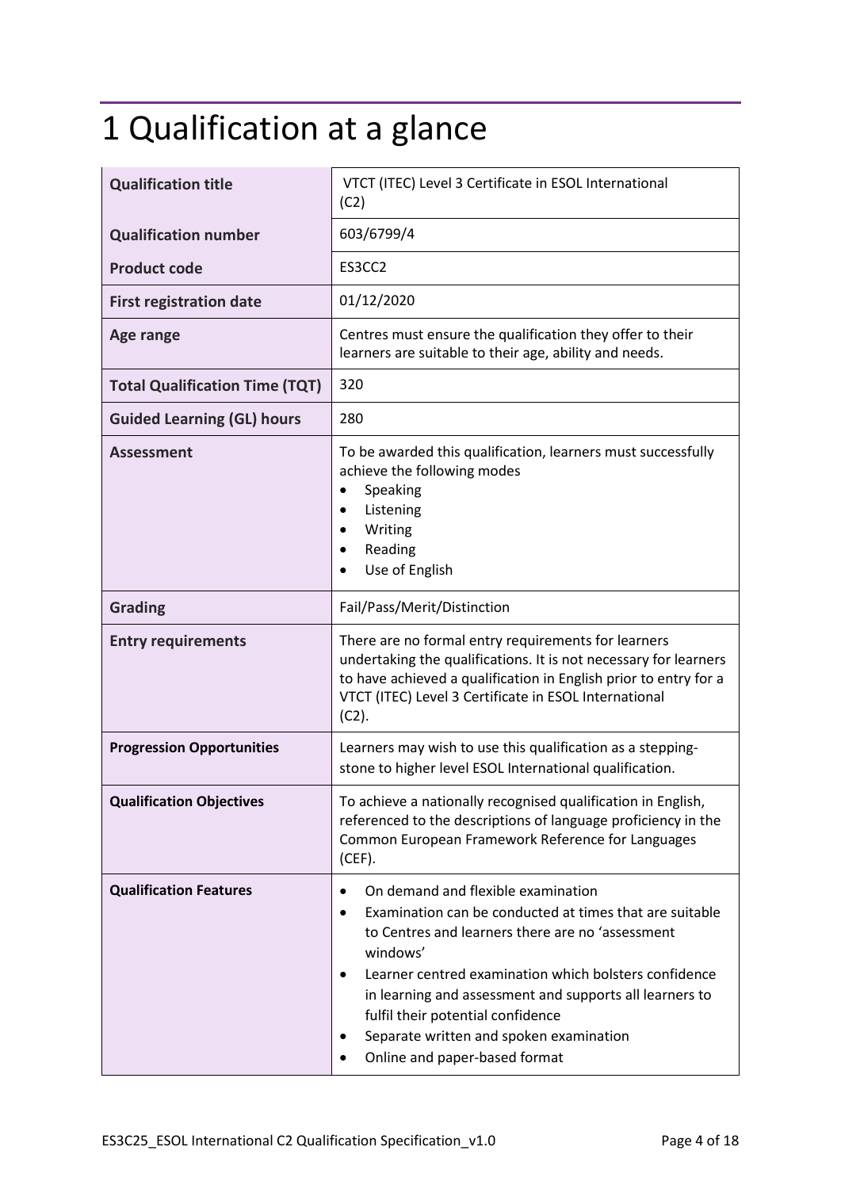# 1 Qualification at a glance

| | |
|---|---|
| **Qualification title** | VTCT (ITEC) Level 3 Certificate in ESOL International (C2) |
| **Qualification number** | 603/6799/4 |
| **Product code** | ES3CC2 |
| **First registration date** | 01/12/2020 |
| **Age range** | Centres must ensure the qualification they offer to their learners are suitable to their age, ability and needs. |
| **Total Qualification Time (TQT)** | 320 |
| **Guided Learning (GL) hours** | 280 |
| **Assessment** | To be awarded this qualification, learners must successfully achieve the following modes<br>• Speaking<br>• Listening<br>• Writing<br>• Reading<br>• Use of English |
| **Grading** | Fail/Pass/Merit/Distinction |
| **Entry requirements** | There are no formal entry requirements for learners undertaking the qualifications. It is not necessary for learners to have achieved a qualification in English prior to entry for a VTCT (ITEC) Level 3 Certificate in ESOL International (C2). |
| **Progression Opportunities** | Learners may wish to use this qualification as a stepping-stone to higher level ESOL International qualification. |
| **Qualification Objectives** | To achieve a nationally recognised qualification in English, referenced to the descriptions of language proficiency in the Common European Framework Reference for Languages (CEF). |
| **Qualification Features** | • On demand and flexible examination<br>• Examination can be conducted at times that are suitable to Centres and learners there are no 'assessment windows'<br>• Learner centred examination which bolsters confidence in learning and assessment and supports all learners to fulfil their potential confidence<br>• Separate written and spoken examination<br>• Online and paper-based format |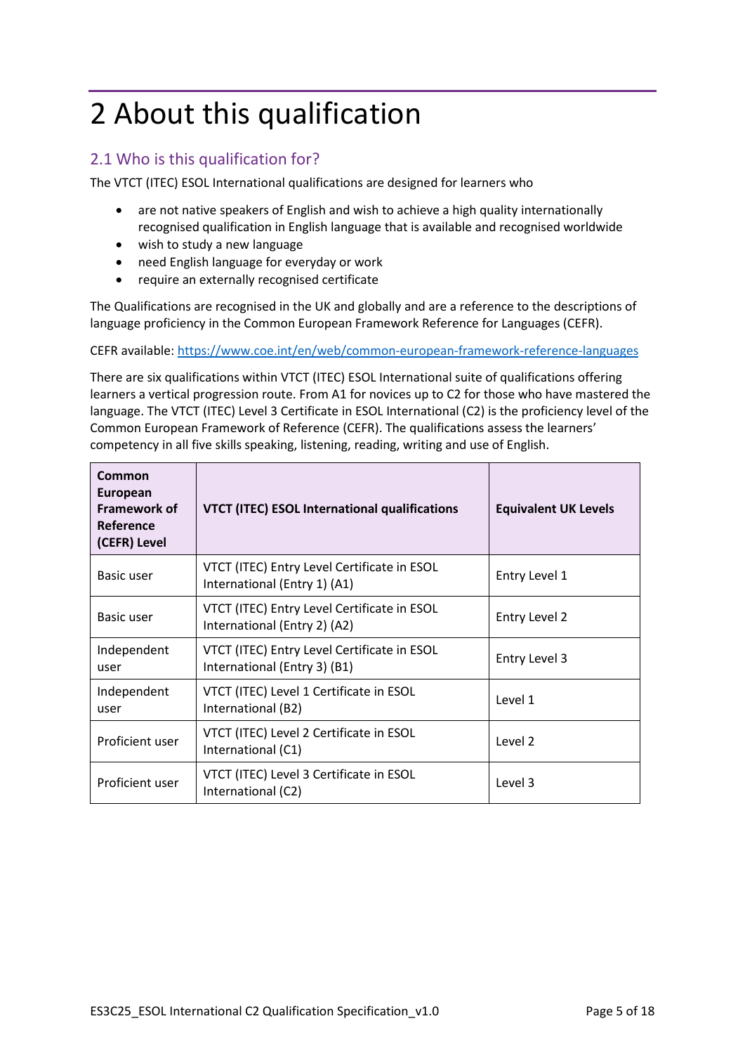# 2 About this qualification

## 2.1 Who is this qualification for?

The VTCT (ITEC) ESOL International qualifications are designed for learners who

- are not native speakers of English and wish to achieve a high quality internationally recognised qualification in English language that is available and recognised worldwide
- wish to study a new language
- need English language for everyday or work
- require an externally recognised certificate

The Qualifications are recognised in the UK and globally and are a reference to the descriptions of language proficiency in the Common European Framework Reference for Languages (CEFR).

CEFR available: https://www.coe.int/en/web/common-european-framework-reference-languages

There are six qualifications within VTCT (ITEC) ESOL International suite of qualifications offering learners a vertical progression route. From A1 for novices up to C2 for those who have mastered the language. The VTCT (ITEC) Level 3 Certificate in ESOL International (C2) is the proficiency level of the Common European Framework of Reference (CEFR). The qualifications assess the learners' competency in all five skills speaking, listening, reading, writing and use of English.

| Common European Framework of Reference (CEFR) Level | VTCT (ITEC) ESOL International qualifications | Equivalent UK Levels |
|---|---|---|
| Basic user | VTCT (ITEC) Entry Level Certificate in ESOL International (Entry 1) (A1) | Entry Level 1 |
| Basic user | VTCT (ITEC) Entry Level Certificate in ESOL International (Entry 2) (A2) | Entry Level 2 |
| Independent user | VTCT (ITEC) Entry Level Certificate in ESOL International (Entry 3) (B1) | Entry Level 3 |
| Independent user | VTCT (ITEC) Level 1 Certificate in ESOL International (B2) | Level 1 |
| Proficient user | VTCT (ITEC) Level 2 Certificate in ESOL International (C1) | Level 2 |
| Proficient user | VTCT (ITEC) Level 3 Certificate in ESOL International (C2) | Level 3 |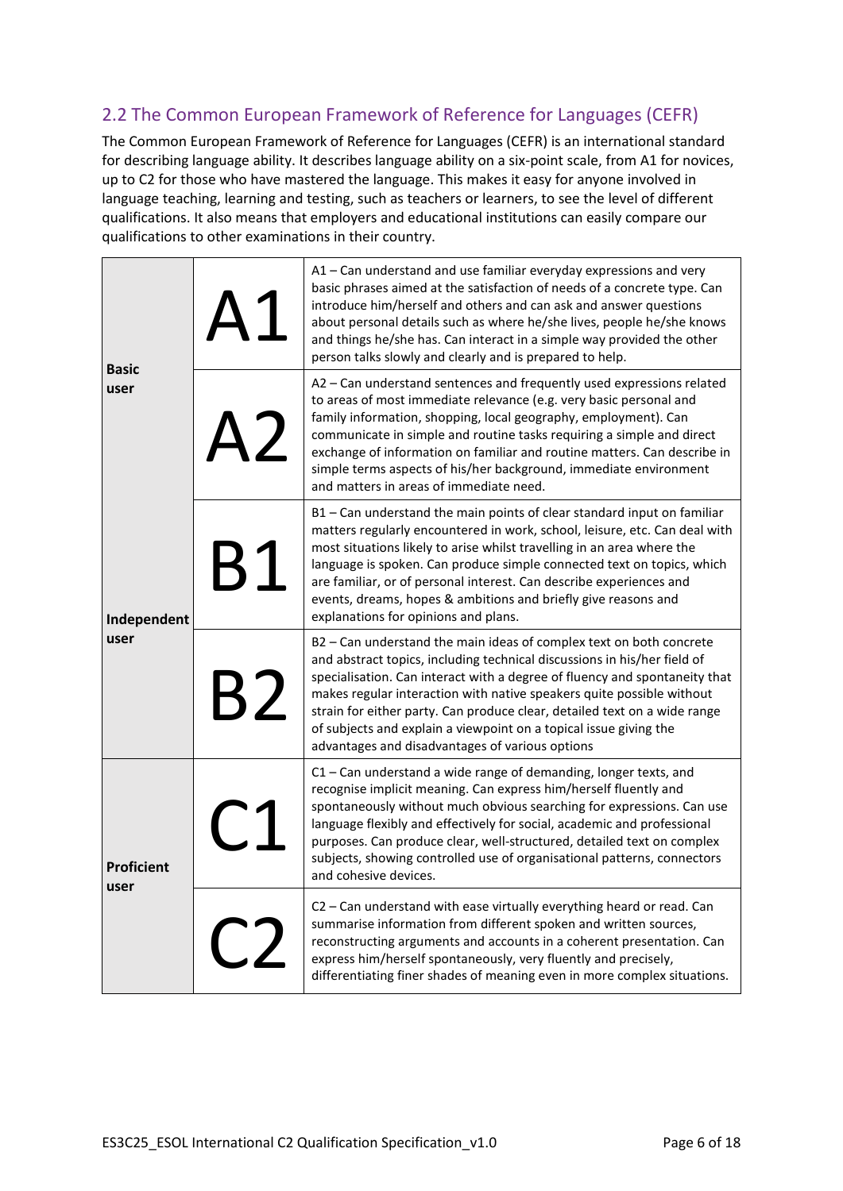## 2.2 The Common European Framework of Reference for Languages (CEFR)

The Common European Framework of Reference for Languages (CEFR) is an international standard for describing language ability. It describes language ability on a six-point scale, from A1 for novices, up to C2 for those who have mastered the language. This makes it easy for anyone involved in language teaching, learning and testing, such as teachers or learners, to see the level of different qualifications. It also means that employers and educational institutions can easily compare our qualifications to other examinations in their country.

| | | |
|---|---|---|
| **Basic user** | A1 | A1 – Can understand and use familiar everyday expressions and very basic phrases aimed at the satisfaction of needs of a concrete type. Can introduce him/herself and others and can ask and answer questions about personal details such as where he/she lives, people he/she knows and things he/she has. Can interact in a simple way provided the other person talks slowly and clearly and is prepared to help. |
| | A2 | A2 – Can understand sentences and frequently used expressions related to areas of most immediate relevance (e.g. very basic personal and family information, shopping, local geography, employment). Can communicate in simple and routine tasks requiring a simple and direct exchange of information on familiar and routine matters. Can describe in simple terms aspects of his/her background, immediate environment and matters in areas of immediate need. |
| **Independent user** | B1 | B1 – Can understand the main points of clear standard input on familiar matters regularly encountered in work, school, leisure, etc. Can deal with most situations likely to arise whilst travelling in an area where the language is spoken. Can produce simple connected text on topics, which are familiar, or of personal interest. Can describe experiences and events, dreams, hopes & ambitions and briefly give reasons and explanations for opinions and plans. |
| | B2 | B2 – Can understand the main ideas of complex text on both concrete and abstract topics, including technical discussions in his/her field of specialisation. Can interact with a degree of fluency and spontaneity that makes regular interaction with native speakers quite possible without strain for either party. Can produce clear, detailed text on a wide range of subjects and explain a viewpoint on a topical issue giving the advantages and disadvantages of various options |
| **Proficient user** | C1 | C1 – Can understand a wide range of demanding, longer texts, and recognise implicit meaning. Can express him/herself fluently and spontaneously without much obvious searching for expressions. Can use language flexibly and effectively for social, academic and professional purposes. Can produce clear, well-structured, detailed text on complex subjects, showing controlled use of organisational patterns, connectors and cohesive devices. |
| | C2 | C2 – Can understand with ease virtually everything heard or read. Can summarise information from different spoken and written sources, reconstructing arguments and accounts in a coherent presentation. Can express him/herself spontaneously, very fluently and precisely, differentiating finer shades of meaning even in more complex situations. |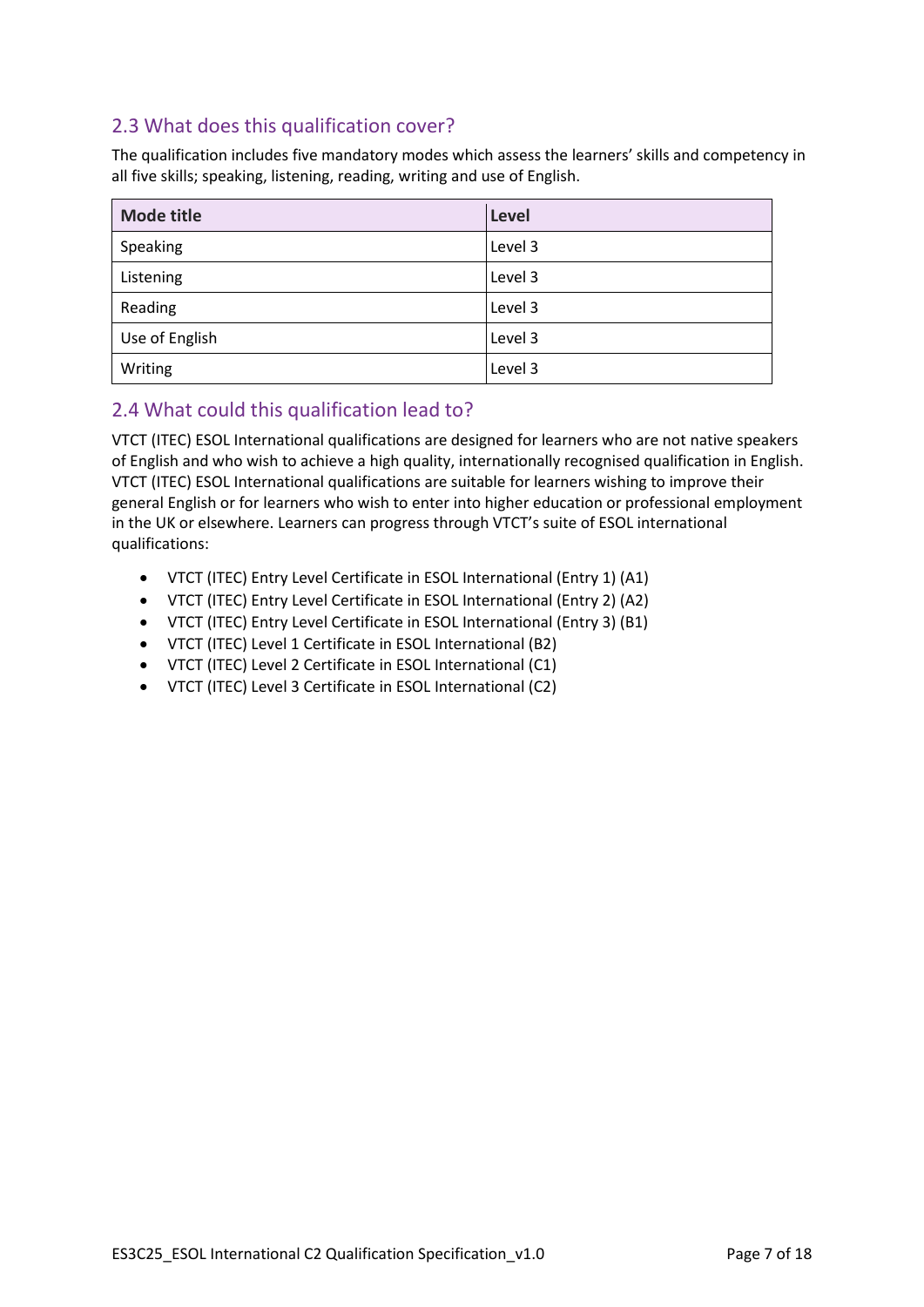## 2.3 What does this qualification cover?

The qualification includes five mandatory modes which assess the learners' skills and competency in all five skills; speaking, listening, reading, writing and use of English.

| Mode title | Level |
|---|---|
| Speaking | Level 3 |
| Listening | Level 3 |
| Reading | Level 3 |
| Use of English | Level 3 |
| Writing | Level 3 |

## 2.4 What could this qualification lead to?

VTCT (ITEC) ESOL International qualifications are designed for learners who are not native speakers of English and who wish to achieve a high quality, internationally recognised qualification in English. VTCT (ITEC) ESOL International qualifications are suitable for learners wishing to improve their general English or for learners who wish to enter into higher education or professional employment in the UK or elsewhere. Learners can progress through VTCT's suite of ESOL international qualifications:

- VTCT (ITEC) Entry Level Certificate in ESOL International (Entry 1) (A1)
- VTCT (ITEC) Entry Level Certificate in ESOL International (Entry 2) (A2)
- VTCT (ITEC) Entry Level Certificate in ESOL International (Entry 3) (B1)
- VTCT (ITEC) Level 1 Certificate in ESOL International (B2)
- VTCT (ITEC) Level 2 Certificate in ESOL International (C1)
- VTCT (ITEC) Level 3 Certificate in ESOL International (C2)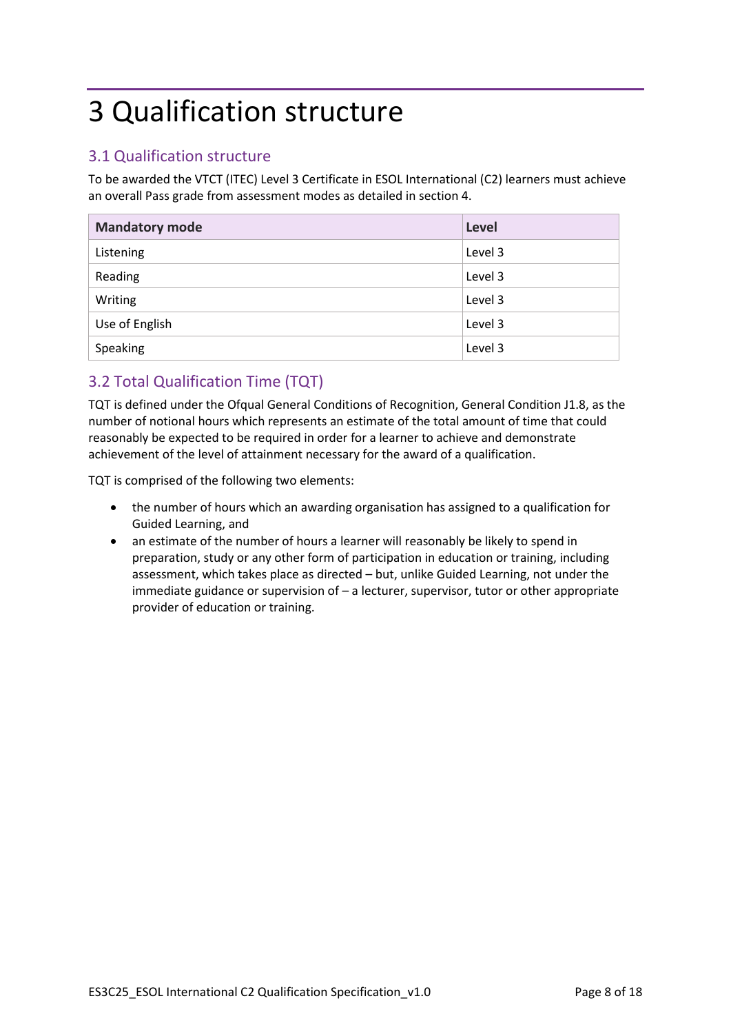# 3 Qualification structure

## 3.1 Qualification structure

To be awarded the VTCT (ITEC) Level 3 Certificate in ESOL International (C2) learners must achieve an overall Pass grade from assessment modes as detailed in section 4.

| Mandatory mode | Level |
|---|---|
| Listening | Level 3 |
| Reading | Level 3 |
| Writing | Level 3 |
| Use of English | Level 3 |
| Speaking | Level 3 |

## 3.2 Total Qualification Time (TQT)

TQT is defined under the Ofqual General Conditions of Recognition, General Condition J1.8, as the number of notional hours which represents an estimate of the total amount of time that could reasonably be expected to be required in order for a learner to achieve and demonstrate achievement of the level of attainment necessary for the award of a qualification.

TQT is comprised of the following two elements:

- the number of hours which an awarding organisation has assigned to a qualification for Guided Learning, and
- an estimate of the number of hours a learner will reasonably be likely to spend in preparation, study or any other form of participation in education or training, including assessment, which takes place as directed – but, unlike Guided Learning, not under the immediate guidance or supervision of – a lecturer, supervisor, tutor or other appropriate provider of education or training.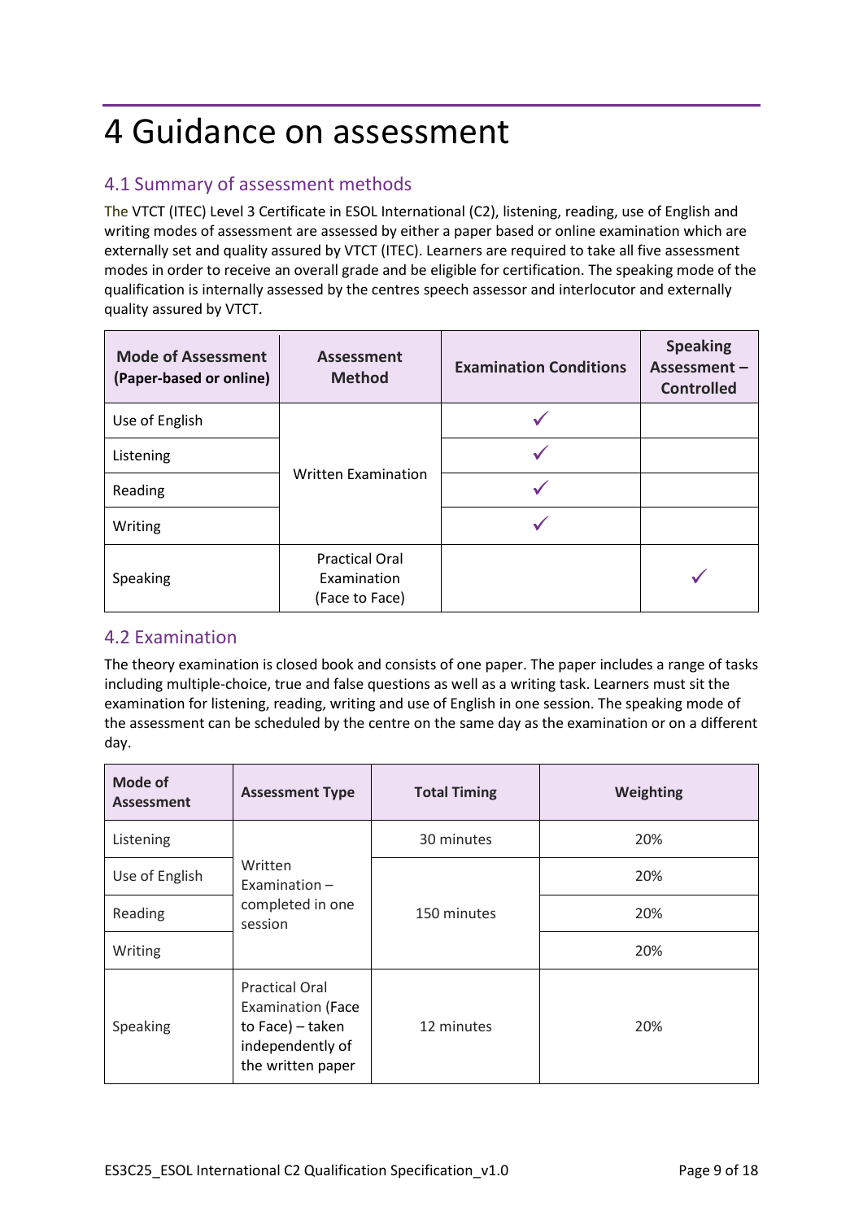# 4 Guidance on assessment

## 4.1 Summary of assessment methods

The VTCT (ITEC) Level 3 Certificate in ESOL International (C2), listening, reading, use of English and writing modes of assessment are assessed by either a paper based or online examination which are externally set and quality assured by VTCT (ITEC). Learners are required to take all five assessment modes in order to receive an overall grade and be eligible for certification. The speaking mode of the qualification is internally assessed by the centres speech assessor and interlocutor and externally quality assured by VTCT.

| Mode of Assessment (Paper-based or online) | Assessment Method | Examination Conditions | Speaking Assessment – Controlled |
|---|---|---|---|
| Use of English | Written Examination | ✓ | |
| Listening | | ✓ | |
| Reading | | ✓ | |
| Writing | | ✓ | |
| Speaking | Practical Oral Examination (Face to Face) | | ✓ |

## 4.2 Examination

The theory examination is closed book and consists of one paper. The paper includes a range of tasks including multiple-choice, true and false questions as well as a writing task. Learners must sit the examination for listening, reading, writing and use of English in one session. The speaking mode of the assessment can be scheduled by the centre on the same day as the examination or on a different day.

| Mode of Assessment | Assessment Type | Total Timing | Weighting |
|---|---|---|---|
| Listening | Written Examination – completed in one session | 30 minutes | 20% |
| Use of English | | 150 minutes | 20% |
| Reading | | | 20% |
| Writing | | | 20% |
| Speaking | Practical Oral Examination (Face to Face) – taken independently of the written paper | 12 minutes | 20% |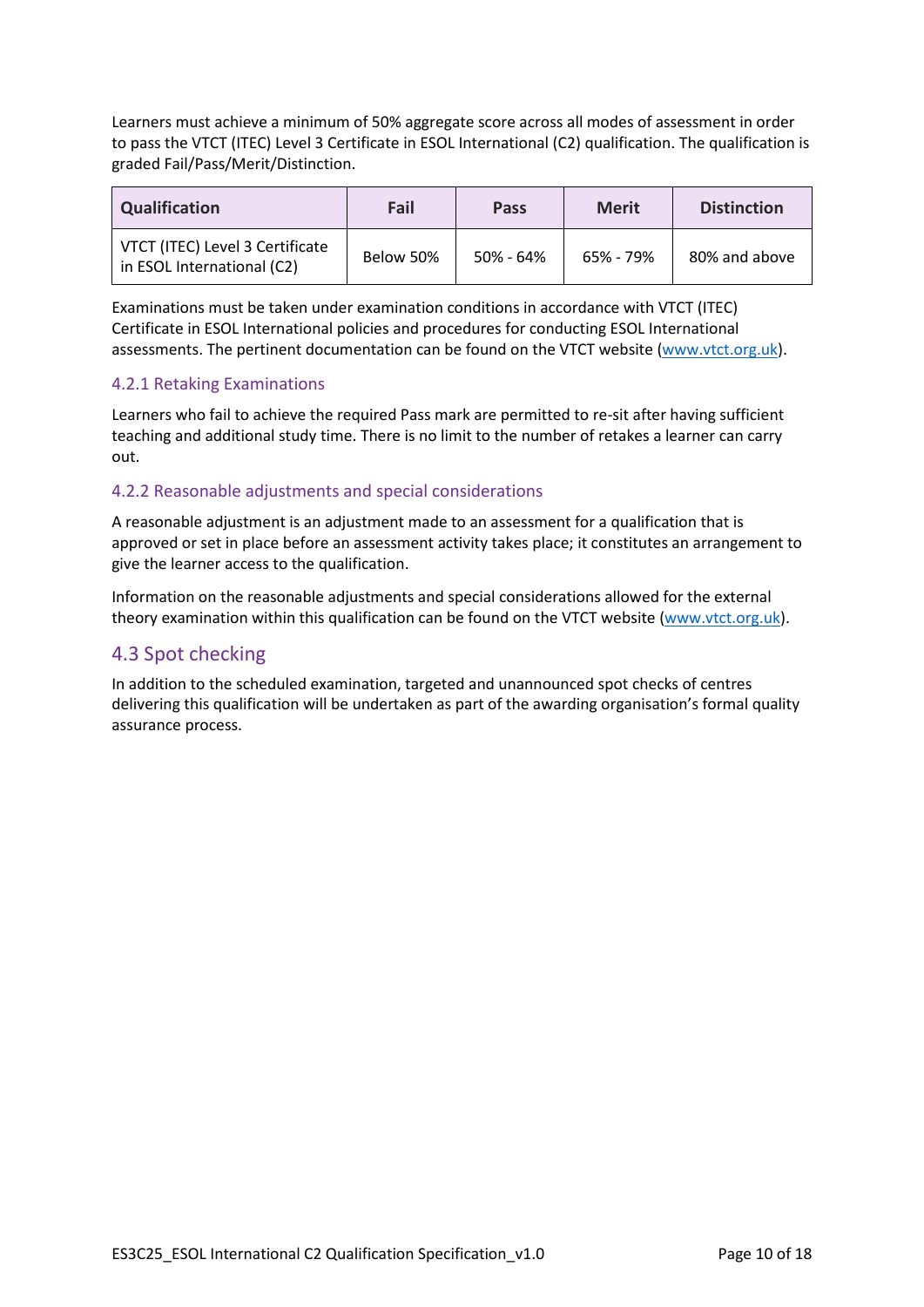Learners must achieve a minimum of 50% aggregate score across all modes of assessment in order to pass the VTCT (ITEC) Level 3 Certificate in ESOL International (C2) qualification. The qualification is graded Fail/Pass/Merit/Distinction.

| Qualification | Fail | Pass | Merit | Distinction |
|---|---|---|---|---|
| VTCT (ITEC) Level 3 Certificate in ESOL International (C2) | Below 50% | 50% - 64% | 65% - 79% | 80% and above |

Examinations must be taken under examination conditions in accordance with VTCT (ITEC) Certificate in ESOL International policies and procedures for conducting ESOL International assessments. The pertinent documentation can be found on the VTCT website (www.vtct.org.uk).

### 4.2.1 Retaking Examinations

Learners who fail to achieve the required Pass mark are permitted to re-sit after having sufficient teaching and additional study time. There is no limit to the number of retakes a learner can carry out.

### 4.2.2 Reasonable adjustments and special considerations

A reasonable adjustment is an adjustment made to an assessment for a qualification that is approved or set in place before an assessment activity takes place; it constitutes an arrangement to give the learner access to the qualification.

Information on the reasonable adjustments and special considerations allowed for the external theory examination within this qualification can be found on the VTCT website (www.vtct.org.uk).

## 4.3 Spot checking

In addition to the scheduled examination, targeted and unannounced spot checks of centres delivering this qualification will be undertaken as part of the awarding organisation's formal quality assurance process.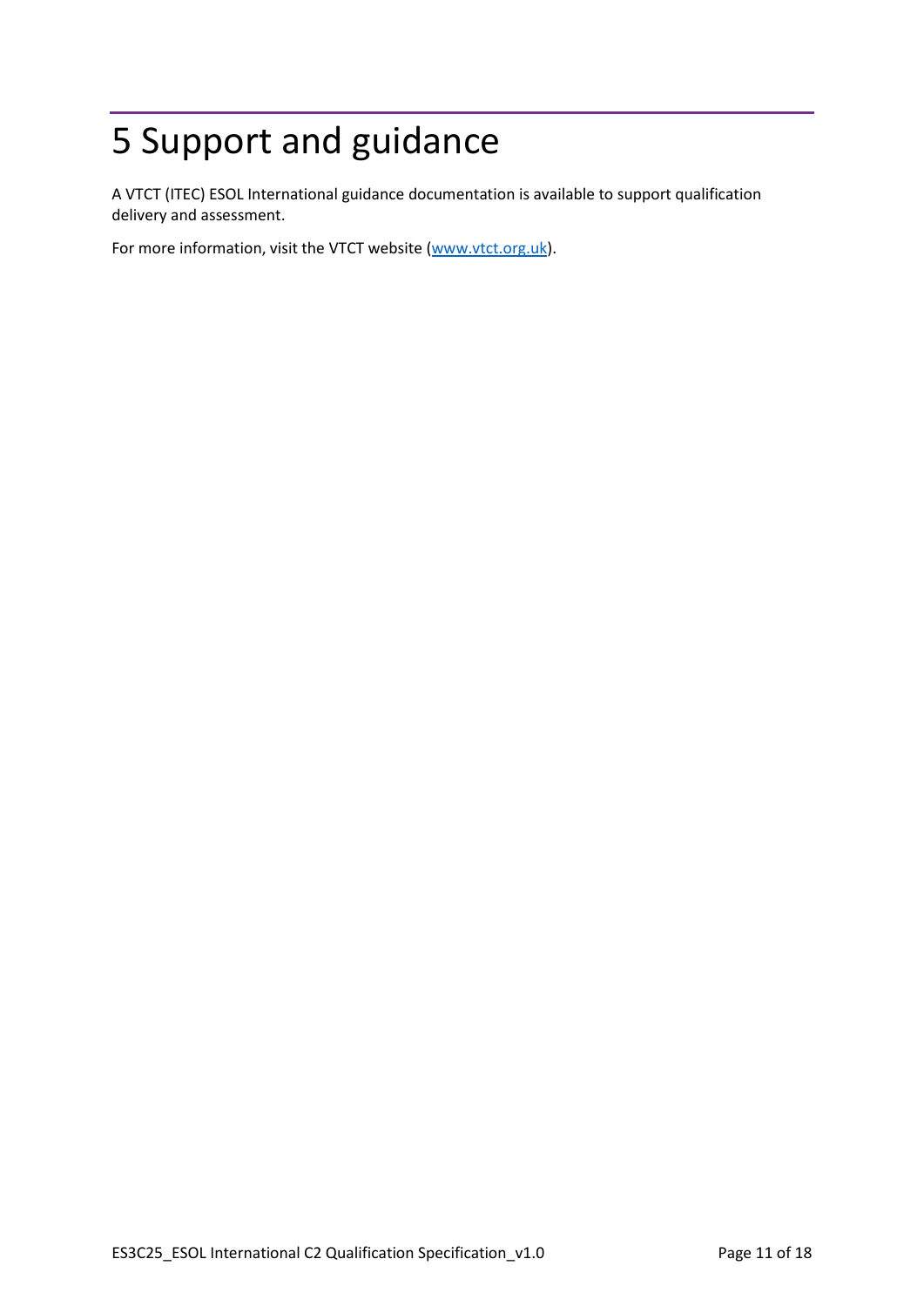# 5 Support and guidance

A VTCT (ITEC) ESOL International guidance documentation is available to support qualification delivery and assessment.

For more information, visit the VTCT website (www.vtct.org.uk).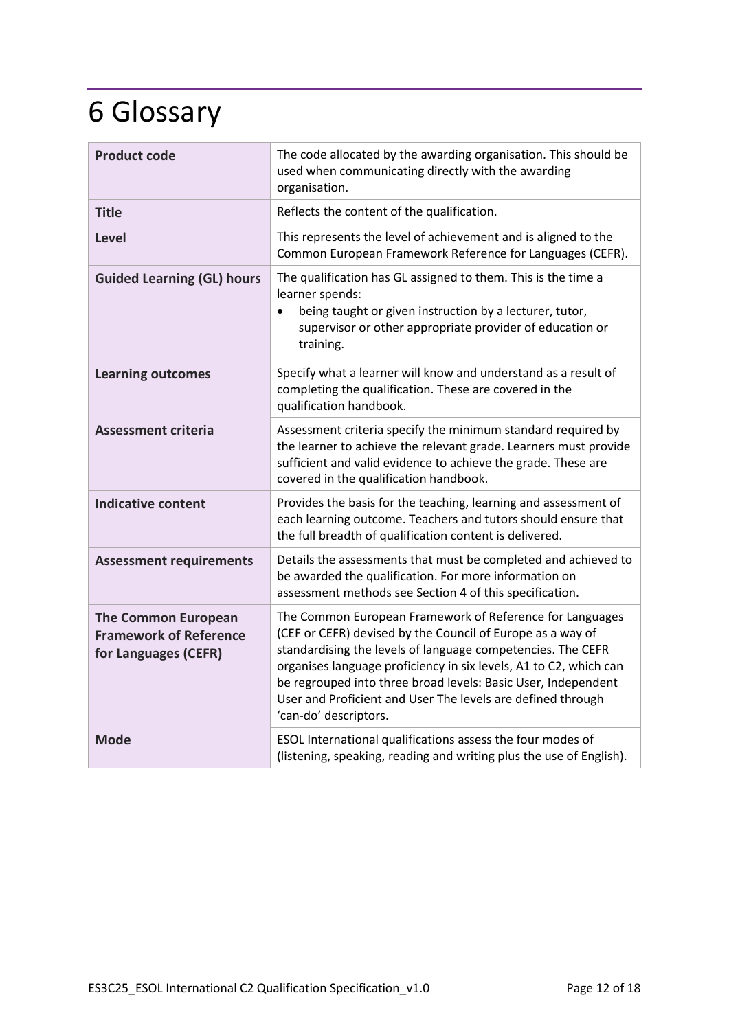# 6 Glossary

| | |
|---|---|
| **Product code** | The code allocated by the awarding organisation. This should be used when communicating directly with the awarding organisation. |
| **Title** | Reflects the content of the qualification. |
| **Level** | This represents the level of achievement and is aligned to the Common European Framework Reference for Languages (CEFR). |
| **Guided Learning (GL) hours** | The qualification has GL assigned to them. This is the time a learner spends:<br>• being taught or given instruction by a lecturer, tutor, supervisor or other appropriate provider of education or training. |
| **Learning outcomes** | Specify what a learner will know and understand as a result of completing the qualification. These are covered in the qualification handbook. |
| **Assessment criteria** | Assessment criteria specify the minimum standard required by the learner to achieve the relevant grade. Learners must provide sufficient and valid evidence to achieve the grade. These are covered in the qualification handbook. |
| **Indicative content** | Provides the basis for the teaching, learning and assessment of each learning outcome. Teachers and tutors should ensure that the full breadth of qualification content is delivered. |
| **Assessment requirements** | Details the assessments that must be completed and achieved to be awarded the qualification. For more information on assessment methods see Section 4 of this specification. |
| **The Common European Framework of Reference for Languages (CEFR)** | The Common European Framework of Reference for Languages (CEF or CEFR) devised by the Council of Europe as a way of standardising the levels of language competencies. The CEFR organises language proficiency in six levels, A1 to C2, which can be regrouped into three broad levels: Basic User, Independent User and Proficient and User The levels are defined through 'can-do' descriptors. |
| **Mode** | ESOL International qualifications assess the four modes of (listening, speaking, reading and writing plus the use of English). |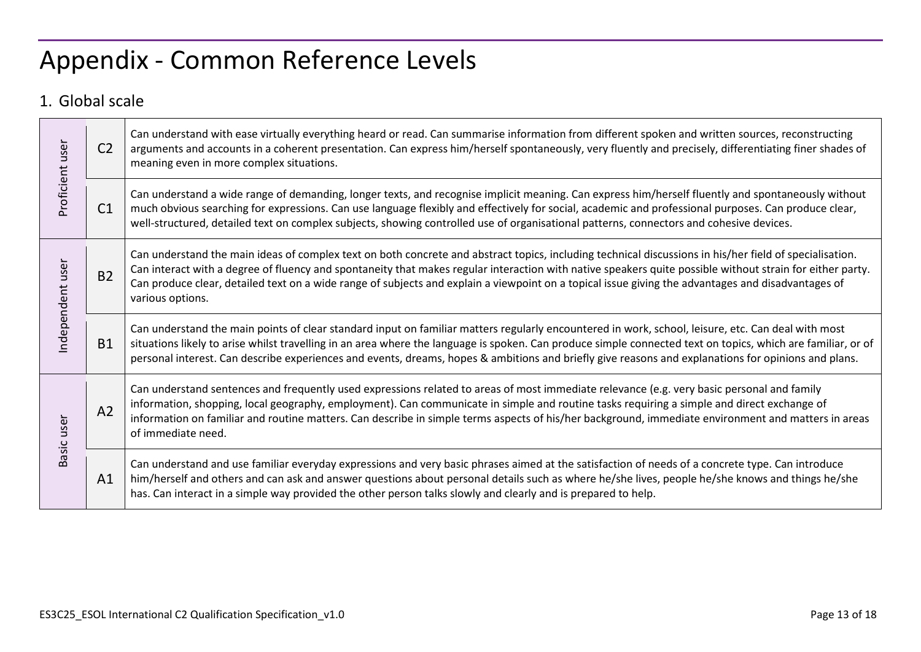# Appendix - Common Reference Levels

## 1. Global scale

| | | |
|---|---|---|
| Proficient user | C2 | Can understand with ease virtually everything heard or read. Can summarise information from different spoken and written sources, reconstructing arguments and accounts in a coherent presentation. Can express him/herself spontaneously, very fluently and precisely, differentiating finer shades of meaning even in more complex situations. |
| | C1 | Can understand a wide range of demanding, longer texts, and recognise implicit meaning. Can express him/herself fluently and spontaneously without much obvious searching for expressions. Can use language flexibly and effectively for social, academic and professional purposes. Can produce clear, well-structured, detailed text on complex subjects, showing controlled use of organisational patterns, connectors and cohesive devices. |
| Independent user | B2 | Can understand the main ideas of complex text on both concrete and abstract topics, including technical discussions in his/her field of specialisation. Can interact with a degree of fluency and spontaneity that makes regular interaction with native speakers quite possible without strain for either party. Can produce clear, detailed text on a wide range of subjects and explain a viewpoint on a topical issue giving the advantages and disadvantages of various options. |
| | B1 | Can understand the main points of clear standard input on familiar matters regularly encountered in work, school, leisure, etc. Can deal with most situations likely to arise whilst travelling in an area where the language is spoken. Can produce simple connected text on topics, which are familiar, or of personal interest. Can describe experiences and events, dreams, hopes & ambitions and briefly give reasons and explanations for opinions and plans. |
| Basic user | A2 | Can understand sentences and frequently used expressions related to areas of most immediate relevance (e.g. very basic personal and family information, shopping, local geography, employment). Can communicate in simple and routine tasks requiring a simple and direct exchange of information on familiar and routine matters. Can describe in simple terms aspects of his/her background, immediate environment and matters in areas of immediate need. |
| | A1 | Can understand and use familiar everyday expressions and very basic phrases aimed at the satisfaction of needs of a concrete type. Can introduce him/herself and others and can ask and answer questions about personal details such as where he/she lives, people he/she knows and things he/she has. Can interact in a simple way provided the other person talks slowly and clearly and is prepared to help. |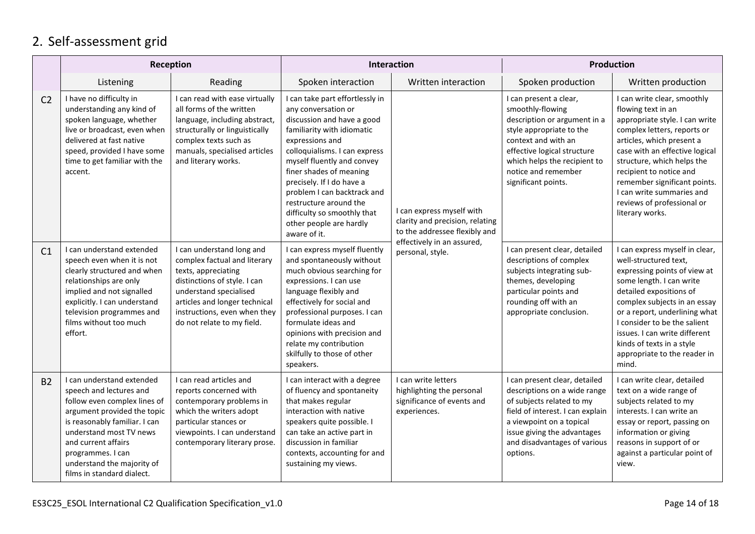## 2. Self-assessment grid

| | Reception | | Interaction | | Production | |
|---|---|---|---|---|---|---|
| | Listening | Reading | Spoken interaction | Written interaction | Spoken production | Written production |
| C2 | I have no difficulty in understanding any kind of spoken language, whether live or broadcast, even when delivered at fast native speed, provided I have some time to get familiar with the accent. | I can read with ease virtually all forms of the written language, including abstract, structurally or linguistically complex texts such as manuals, specialised articles and literary works. | I can take part effortlessly in any conversation or discussion and have a good familiarity with idiomatic expressions and colloquialisms. I can express myself fluently and convey finer shades of meaning precisely. If I do have a problem I can backtrack and restructure around the difficulty so smoothly that other people are hardly aware of it. | I can express myself with clarity and precision, relating to the addressee flexibly and effectively in an assured, personal, style. | I can present a clear, smoothly-flowing description or argument in a style appropriate to the context and with an effective logical structure which helps the recipient to notice and remember significant points. | I can write clear, smoothly flowing text in an appropriate style. I can write complex letters, reports or articles, which present a case with an effective logical structure, which helps the recipient to notice and remember significant points. I can write summaries and reviews of professional or literary works. |
| C1 | I can understand extended speech even when it is not clearly structured and when relationships are only implied and not signalled explicitly. I can understand television programmes and films without too much effort. | I can understand long and complex factual and literary texts, appreciating distinctions of style. I can understand specialised articles and longer technical instructions, even when they do not relate to my field. | I can express myself fluently and spontaneously without much obvious searching for expressions. I can use language flexibly and effectively for social and professional purposes. I can formulate ideas and opinions with precision and relate my contribution skilfully to those of other speakers. | | I can present clear, detailed descriptions of complex subjects integrating sub-themes, developing particular points and rounding off with an appropriate conclusion. | I can express myself in clear, well-structured text, expressing points of view at some length. I can write detailed expositions of complex subjects in an essay or a report, underlining what I consider to be the salient issues. I can write different kinds of texts in a style appropriate to the reader in mind. |
| B2 | I can understand extended speech and lectures and follow even complex lines of argument provided the topic is reasonably familiar. I can understand most TV news and current affairs programmes. I can understand the majority of films in standard dialect. | I can read articles and reports concerned with contemporary problems in which the writers adopt particular stances or viewpoints. I can understand contemporary literary prose. | I can interact with a degree of fluency and spontaneity that makes regular interaction with native speakers quite possible. I can take an active part in discussion in familiar contexts, accounting for and sustaining my views. | I can write letters highlighting the personal significance of events and experiences. | I can present clear, detailed descriptions on a wide range of subjects related to my field of interest. I can explain a viewpoint on a topical issue giving the advantages and disadvantages of various options. | I can write clear, detailed text on a wide range of subjects related to my interests. I can write an essay or report, passing on information or giving reasons in support of or against a particular point of view. |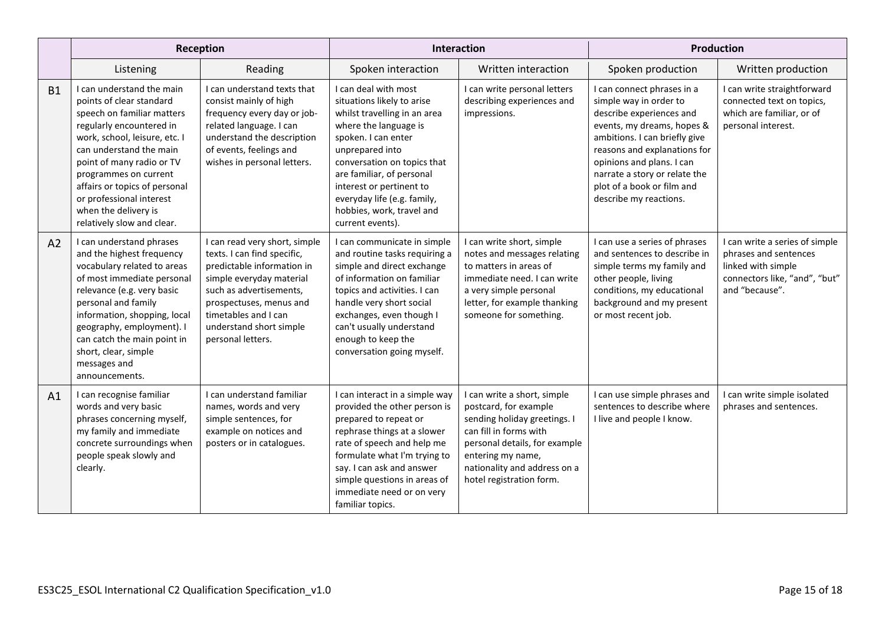| | Reception | | Interaction | | Production | |
|---|---|---|---|---|---|---|
| | Listening | Reading | Spoken interaction | Written interaction | Spoken production | Written production |
| B1 | I can understand the main points of clear standard speech on familiar matters regularly encountered in work, school, leisure, etc. I can understand the main point of many radio or TV programmes on current affairs or topics of personal or professional interest when the delivery is relatively slow and clear. | I can understand texts that consist mainly of high frequency every day or job-related language. I can understand the description of events, feelings and wishes in personal letters. | I can deal with most situations likely to arise whilst travelling in an area where the language is spoken. I can enter unprepared into conversation on topics that are familiar, of personal interest or pertinent to everyday life (e.g. family, hobbies, work, travel and current events). | I can write personal letters describing experiences and impressions. | I can connect phrases in a simple way in order to describe experiences and events, my dreams, hopes & ambitions. I can briefly give reasons and explanations for opinions and plans. I can narrate a story or relate the plot of a book or film and describe my reactions. | I can write straightforward connected text on topics, which are familiar, or of personal interest. |
| A2 | I can understand phrases and the highest frequency vocabulary related to areas of most immediate personal relevance (e.g. very basic personal and family information, shopping, local geography, employment). I can catch the main point in short, clear, simple messages and announcements. | I can read very short, simple texts. I can find specific, predictable information in simple everyday material such as advertisements, prospectuses, menus and timetables and I can understand short simple personal letters. | I can communicate in simple and routine tasks requiring a simple and direct exchange of information on familiar topics and activities. I can handle very short social exchanges, even though I can't usually understand enough to keep the conversation going myself. | I can write short, simple notes and messages relating to matters in areas of immediate need. I can write a very simple personal letter, for example thanking someone for something. | I can use a series of phrases and sentences to describe in simple terms my family and other people, living conditions, my educational background and my present or most recent job. | I can write a series of simple phrases and sentences linked with simple connectors like, "and", "but" and "because". |
| A1 | I can recognise familiar words and very basic phrases concerning myself, my family and immediate concrete surroundings when people speak slowly and clearly. | I can understand familiar names, words and very simple sentences, for example on notices and posters or in catalogues. | I can interact in a simple way provided the other person is prepared to repeat or rephrase things at a slower rate of speech and help me formulate what I'm trying to say. I can ask and answer simple questions in areas of immediate need or on very familiar topics. | I can write a short, simple postcard, for example sending holiday greetings. I can fill in forms with personal details, for example entering my name, nationality and address on a hotel registration form. | I can use simple phrases and sentences to describe where I live and people I know. | I can write simple isolated phrases and sentences. |

ES3C25_ESOL International C2 Qualification Specification_v1.0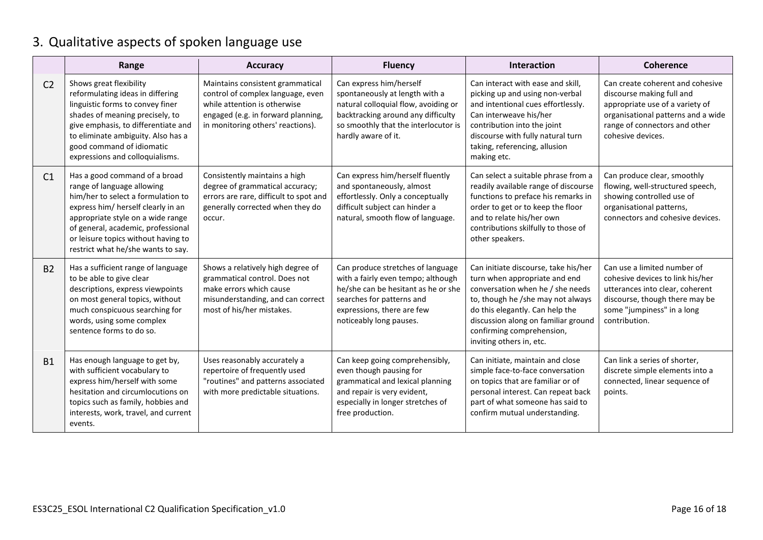## 3. Qualitative aspects of spoken language use

| | Range | Accuracy | Fluency | Interaction | Coherence |
|---|---|---|---|---|---|
| C2 | Shows great flexibility reformulating ideas in differing linguistic forms to convey finer shades of meaning precisely, to give emphasis, to differentiate and to eliminate ambiguity. Also has a good command of idiomatic expressions and colloquialisms. | Maintains consistent grammatical control of complex language, even while attention is otherwise engaged (e.g. in forward planning, in monitoring others' reactions). | Can express him/herself spontaneously at length with a natural colloquial flow, avoiding or backtracking around any difficulty so smoothly that the interlocutor is hardly aware of it. | Can interact with ease and skill, picking up and using non-verbal and intentional cues effortlessly. Can interweave his/her contribution into the joint discourse with fully natural turn taking, referencing, allusion making etc. | Can create coherent and cohesive discourse making full and appropriate use of a variety of organisational patterns and a wide range of connectors and other cohesive devices. |
| C1 | Has a good command of a broad range of language allowing him/her to select a formulation to express him/ herself clearly in an appropriate style on a wide range of general, academic, professional or leisure topics without having to restrict what he/she wants to say. | Consistently maintains a high degree of grammatical accuracy; errors are rare, difficult to spot and generally corrected when they do occur. | Can express him/herself fluently and spontaneously, almost effortlessly. Only a conceptually difficult subject can hinder a natural, smooth flow of language. | Can select a suitable phrase from a readily available range of discourse functions to preface his remarks in order to get or to keep the floor and to relate his/her own contributions skilfully to those of other speakers. | Can produce clear, smoothly flowing, well-structured speech, showing controlled use of organisational patterns, connectors and cohesive devices. |
| B2 | Has a sufficient range of language to be able to give clear descriptions, express viewpoints on most general topics, without much conspicuous searching for words, using some complex sentence forms to do so. | Shows a relatively high degree of grammatical control. Does not make errors which cause misunderstanding, and can correct most of his/her mistakes. | Can produce stretches of language with a fairly even tempo; although he/she can be hesitant as he or she searches for patterns and expressions, there are few noticeably long pauses. | Can initiate discourse, take his/her turn when appropriate and end conversation when he / she needs to, though he /she may not always do this elegantly. Can help the discussion along on familiar ground confirming comprehension, inviting others in, etc. | Can use a limited number of cohesive devices to link his/her utterances into clear, coherent discourse, though there may be some "jumpiness" in a long contribution. |
| B1 | Has enough language to get by, with sufficient vocabulary to express him/herself with some hesitation and circumlocutions on topics such as family, hobbies and interests, work, travel, and current events. | Uses reasonably accurately a repertoire of frequently used "routines" and patterns associated with more predictable situations. | Can keep going comprehensibly, even though pausing for grammatical and lexical planning and repair is very evident, especially in longer stretches of free production. | Can initiate, maintain and close simple face-to-face conversation on topics that are familiar or of personal interest. Can repeat back part of what someone has said to confirm mutual understanding. | Can link a series of shorter, discrete simple elements into a connected, linear sequence of points. |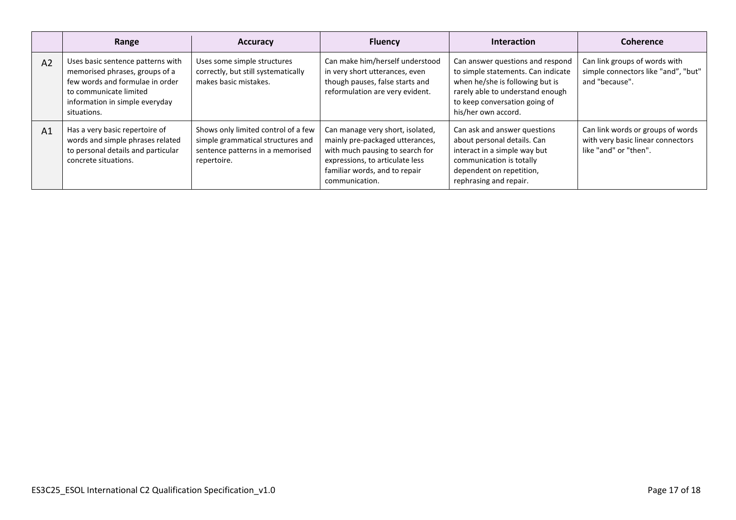| | Range | Accuracy | Fluency | Interaction | Coherence |
|---|---|---|---|---|---|
| A2 | Uses basic sentence patterns with memorised phrases, groups of a few words and formulae in order to communicate limited information in simple everyday situations. | Uses some simple structures correctly, but still systematically makes basic mistakes. | Can make him/herself understood in very short utterances, even though pauses, false starts and reformulation are very evident. | Can answer questions and respond to simple statements. Can indicate when he/she is following but is rarely able to understand enough to keep conversation going of his/her own accord. | Can link groups of words with simple connectors like "and", "but" and "because". |
| A1 | Has a very basic repertoire of words and simple phrases related to personal details and particular concrete situations. | Shows only limited control of a few simple grammatical structures and sentence patterns in a memorised repertoire. | Can manage very short, isolated, mainly pre-packaged utterances, with much pausing to search for expressions, to articulate less familiar words, and to repair communication. | Can ask and answer questions about personal details. Can interact in a simple way but communication is totally dependent on repetition, rephrasing and repair. | Can link words or groups of words with very basic linear connectors like "and" or "then". |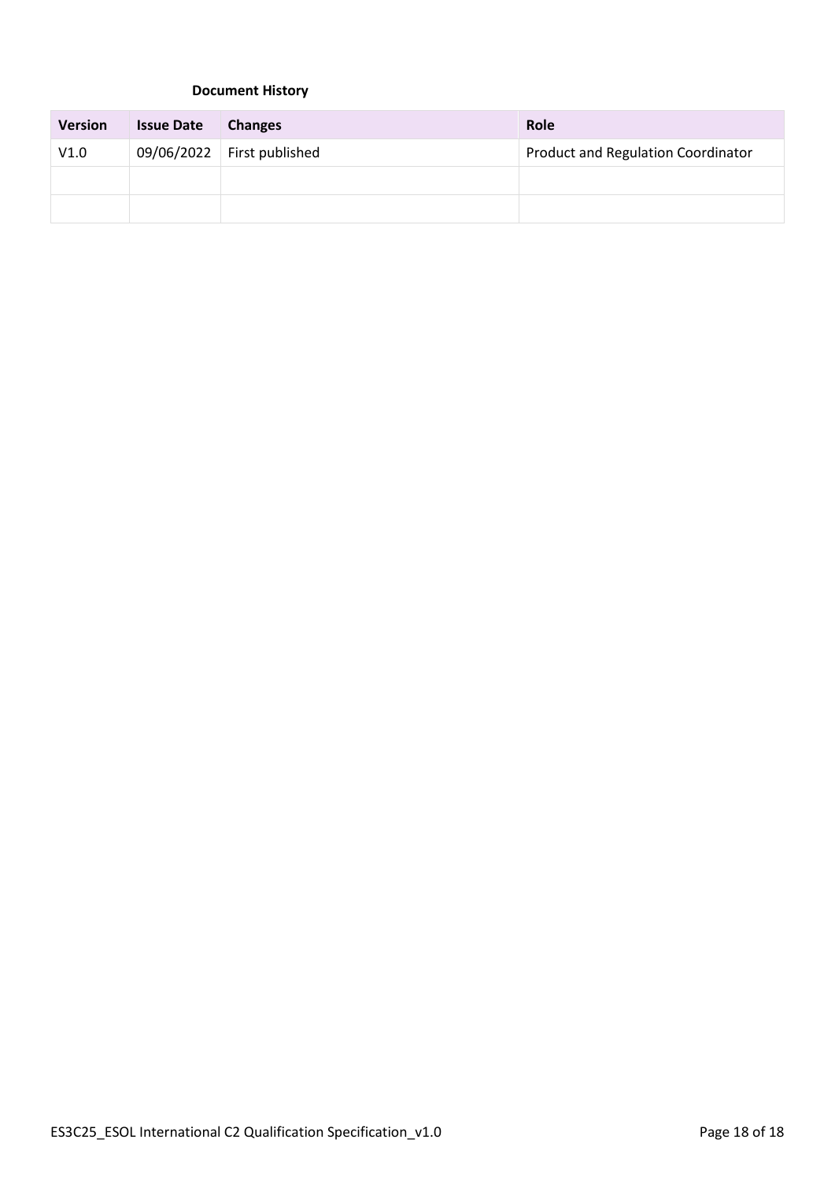**Document History**

| Version | Issue Date | Changes | Role |
| --- | --- | --- | --- |
| V1.0 | 09/06/2022 | First published | Product and Regulation Coordinator |
| | | | |
| | | | |